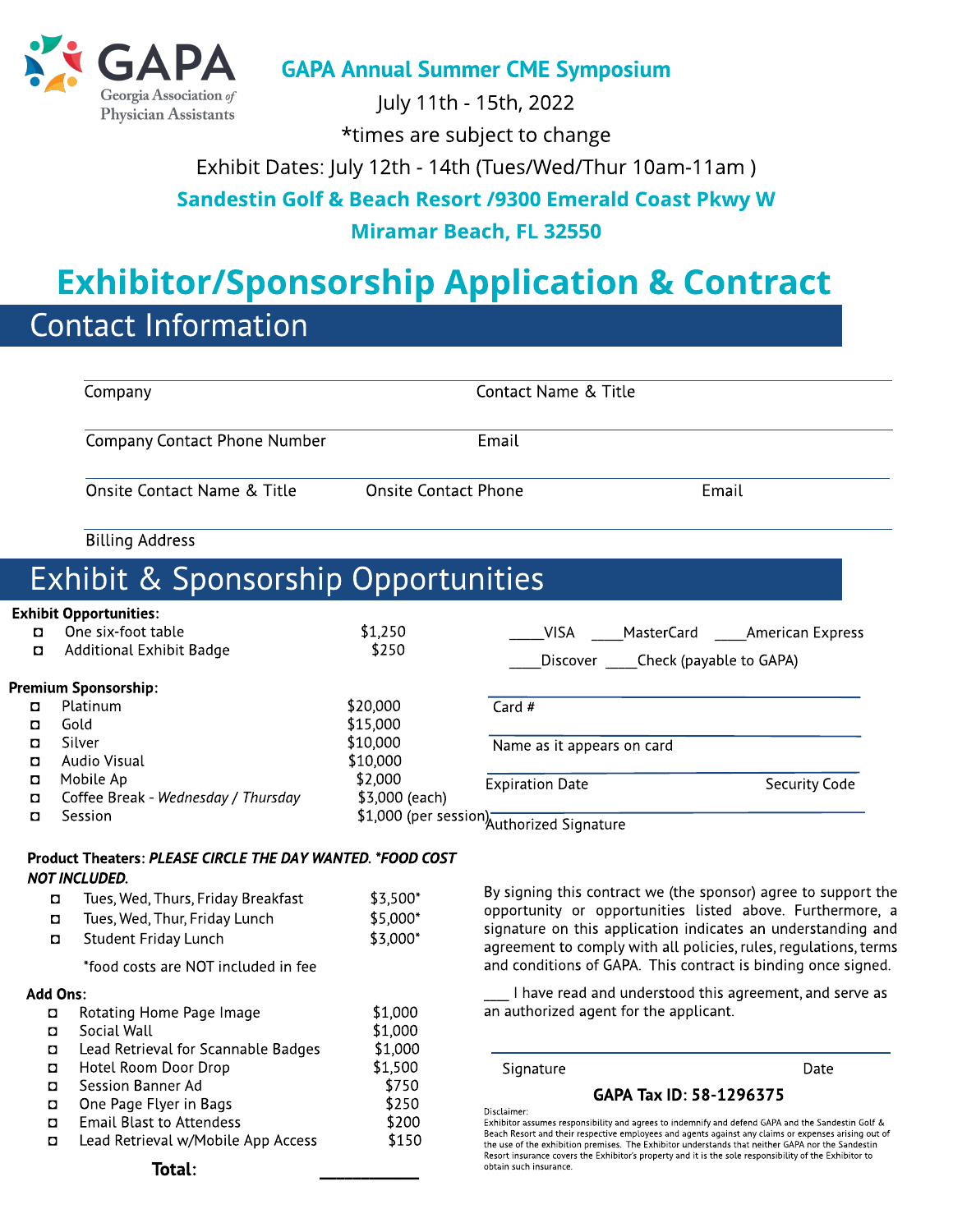GAPA Georgia Association of Physician Assistants

## GAPA Annual Summer CME Symposium

July 11th - 15th, 2022

*times are subject to change

Exhibit Dates: July 12th - 14th (Tues/Wed/Thur 10am-11am )

**Sandestin Golf & Beach Resort /9300 Emerald Coast Pkwy W**

**Miramar Beach, FL 32550**

# Exhibitor/Sponsorship Application & Contract

## Contact Information

Company ______________________ Contact Name & Title ______________________

Company Contact Phone Number ______________________ Email ______________________

Onsite Contact Name & Title ______________ Onsite Contact Phone ______________ Email ______________

Billing Address ______________________

## Exhibit & Sponsorship Opportunities

**Exhibit Opportunities:**

- ◻ One six-foot table — $1,250
- ◻ Additional Exhibit Badge — $250

**Premium Sponsorship:**

- ◻ Platinum — $20,000
- ◻ Gold — $15,000
- ◻ Silver — $10,000
- ◻ Audio Visual — $10,000
- ◻ Mobile Ap — $2,000
- ◻ Coffee Break - *Wednesday / Thursday* — $3,000 (each)
- ◻ Session — $1,000 (per session)

**Product Theaters:** ***PLEASE CIRCLE THE DAY WANTED. *FOOD COST NOT INCLUDED.***

- ◻ Tues, Wed, Thurs, Friday Breakfast — $3,500*
- ◻ Tues, Wed, Thur, Friday Lunch — $5,000*
- ◻ Student Friday Lunch — $3,000*

*food costs are NOT included in fee

**Add Ons:**

- ◻ Rotating Home Page Image — $1,000
- ◻ Social Wall — $1,000
- ◻ Lead Retrieval for Scannable Badges — $1,000
- ◻ Hotel Room Door Drop — $1,500
- ◻ Session Banner Ad — $750
- ◻ One Page Flyer in Bags — $250
- ◻ Email Blast to Attendess — $200
- ◻ Lead Retrieval w/Mobile App Access — $150

**Total:** ____________

____VISA ____MasterCard ____American Express

____Discover ____Check (payable to GAPA)

Card # ______________________

Name as it appears on card ______________________

Expiration Date ______________ Security Code ______________

Authorized Signature ______________________

By signing this contract we (the sponsor) agree to support the opportunity or opportunities listed above. Furthermore, a signature on this application indicates an understanding and agreement to comply with all policies, rules, regulations, terms and conditions of GAPA. This contract is binding once signed.

___ I have read and understood this agreement, and serve as an authorized agent for the applicant.

Signature ______________________ Date ______________

**GAPA Tax ID: 58-1296375**

Disclaimer:
Exhibitor assumes responsibility and agrees to indemnify and defend GAPA and the Sandestin Golf & Beach Resort and their respective employees and agents against any claims or expenses arising out of the use of the exhibition premises. The Exhibitor understands that neither GAPA nor the Sandestin Resort insurance covers the Exhibitor's property and it is the sole responsibility of the Exhibitor to obtain such insurance.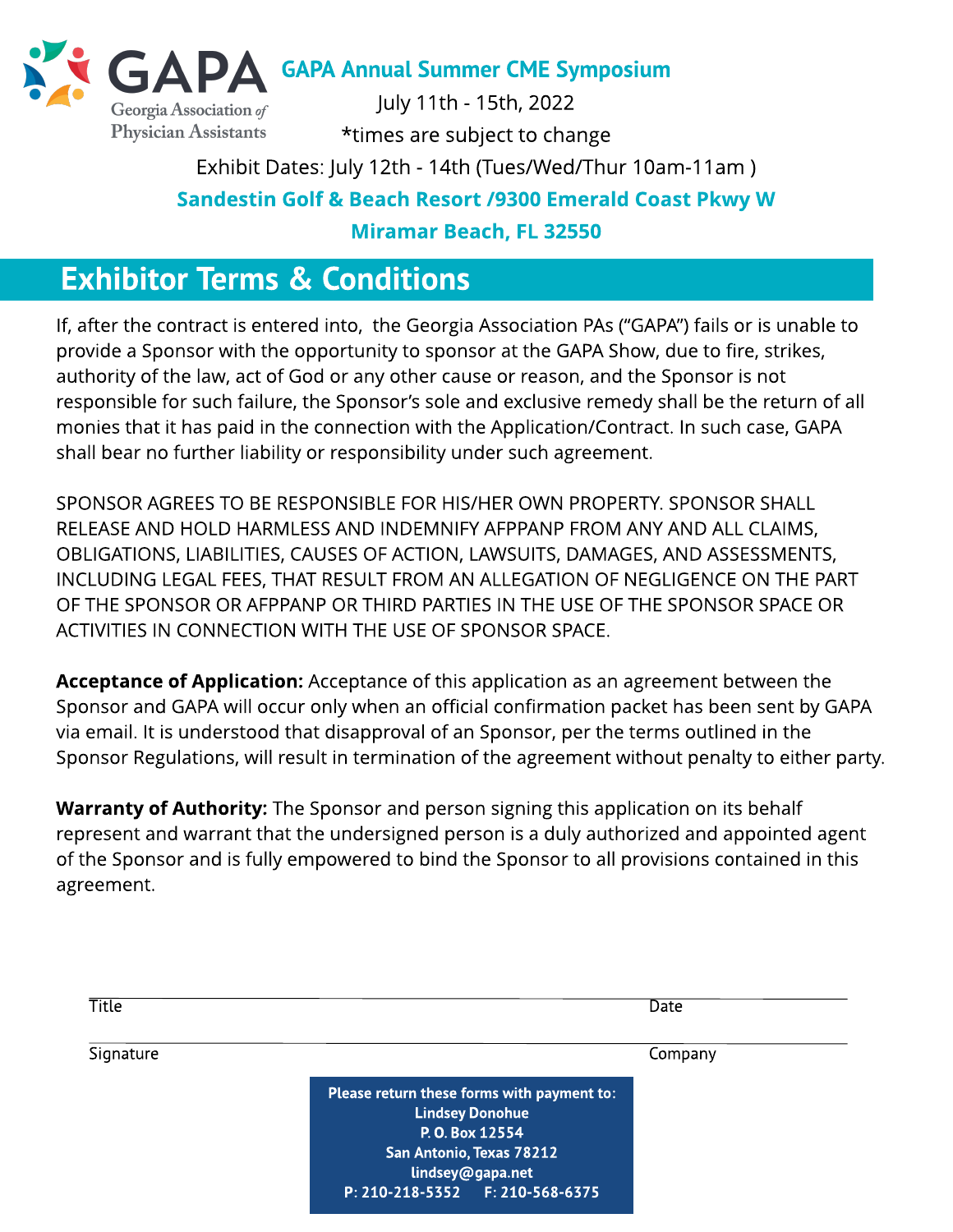GAPA
Georgia Association of Physician Assistants

**GAPA Annual Summer CME Symposium**

July 11th - 15th, 2022

*times are subject to change

Exhibit Dates: July 12th - 14th (Tues/Wed/Thur 10am-11am )

**Sandestin Golf & Beach Resort /9300 Emerald Coast Pkwy W**

**Miramar Beach, FL 32550**

## Exhibitor Terms & Conditions

If, after the contract is entered into, the Georgia Association PAs ("GAPA") fails or is unable to provide a Sponsor with the opportunity to sponsor at the GAPA Show, due to fire, strikes, authority of the law, act of God or any other cause or reason, and the Sponsor is not responsible for such failure, the Sponsor's sole and exclusive remedy shall be the return of all monies that it has paid in the connection with the Application/Contract. In such case, GAPA shall bear no further liability or responsibility under such agreement.

SPONSOR AGREES TO BE RESPONSIBLE FOR HIS/HER OWN PROPERTY. SPONSOR SHALL RELEASE AND HOLD HARMLESS AND INDEMNIFY AFPPANP FROM ANY AND ALL CLAIMS, OBLIGATIONS, LIABILITIES, CAUSES OF ACTION, LAWSUITS, DAMAGES, AND ASSESSMENTS, INCLUDING LEGAL FEES, THAT RESULT FROM AN ALLEGATION OF NEGLIGENCE ON THE PART OF THE SPONSOR OR AFPPANP OR THIRD PARTIES IN THE USE OF THE SPONSOR SPACE OR ACTIVITIES IN CONNECTION WITH THE USE OF SPONSOR SPACE.

**Acceptance of Application:** Acceptance of this application as an agreement between the Sponsor and GAPA will occur only when an official confirmation packet has been sent by GAPA via email. It is understood that disapproval of an Sponsor, per the terms outlined in the Sponsor Regulations, will result in termination of the agreement without penalty to either party.

**Warranty of Authority:** The Sponsor and person signing this application on its behalf represent and warrant that the undersigned person is a duly authorized and appointed agent of the Sponsor and is fully empowered to bind the Sponsor to all provisions contained in this agreement.

Title ______________________________ Date ______________

Signature ______________________________ Company ______________

**Please return these forms with payment to:**
**Lindsey Donohue**
**P. O. Box 12554**
**San Antonio, Texas 78212**
**lindsey@gapa.net**
**P: 210-218-5352 F: 210-568-6375**